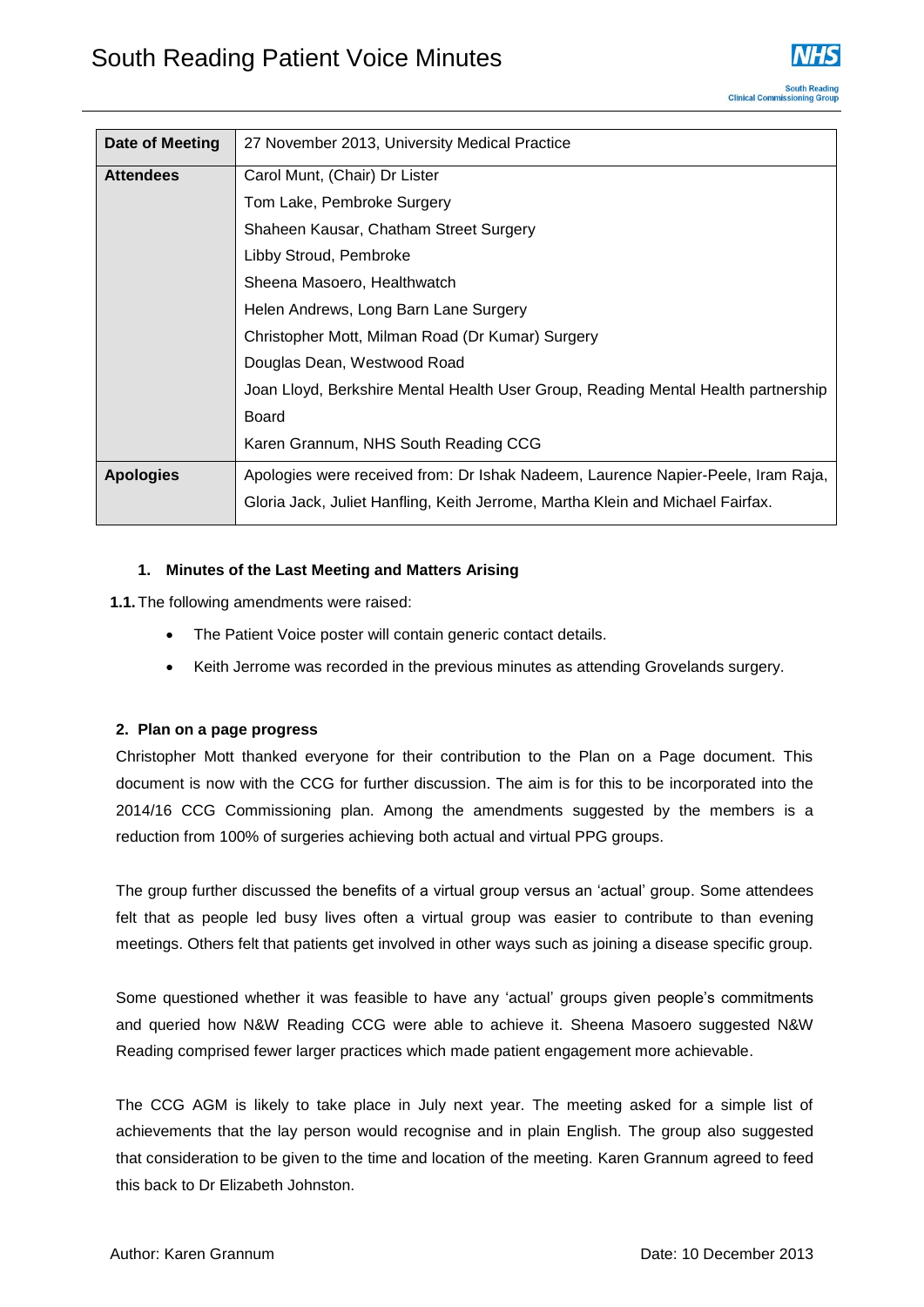# South Reading Patient Voice Minutes

| Date of Meeting | 27 November 2013, University Medical Practice |
|---|---|
| Attendees | Carol Munt, (Chair) Dr Lister<br>Tom Lake, Pembroke Surgery<br>Shaheen Kausar, Chatham Street Surgery<br>Libby Stroud, Pembroke<br>Sheena Masoero, Healthwatch<br>Helen Andrews, Long Barn Lane Surgery<br>Christopher Mott, Milman Road (Dr Kumar) Surgery<br>Douglas Dean, Westwood Road<br>Joan Lloyd, Berkshire Mental Health User Group, Reading Mental Health partnership Board<br>Karen Grannum, NHS South Reading CCG |
| Apologies | Apologies were received from: Dr Ishak Nadeem, Laurence Napier-Peele, Iram Raja, Gloria Jack, Juliet Hanfling, Keith Jerrome, Martha Klein and Michael Fairfax. |

### 1. Minutes of the Last Meeting and Matters Arising

**1.1.** The following amendments were raised:

- The Patient Voice poster will contain generic contact details.
- Keith Jerrome was recorded in the previous minutes as attending Grovelands surgery.

### 2. Plan on a page progress

Christopher Mott thanked everyone for their contribution to the Plan on a Page document. This document is now with the CCG for further discussion. The aim is for this to be incorporated into the 2014/16 CCG Commissioning plan. Among the amendments suggested by the members is a reduction from 100% of surgeries achieving both actual and virtual PPG groups.

The group further discussed the benefits of a virtual group versus an 'actual' group. Some attendees felt that as people led busy lives often a virtual group was easier to contribute to than evening meetings. Others felt that patients get involved in other ways such as joining a disease specific group.

Some questioned whether it was feasible to have any 'actual' groups given people's commitments and queried how N&W Reading CCG were able to achieve it. Sheena Masoero suggested N&W Reading comprised fewer larger practices which made patient engagement more achievable.

The CCG AGM is likely to take place in July next year. The meeting asked for a simple list of achievements that the lay person would recognise and in plain English. The group also suggested that consideration to be given to the time and location of the meeting. Karen Grannum agreed to feed this back to Dr Elizabeth Johnston.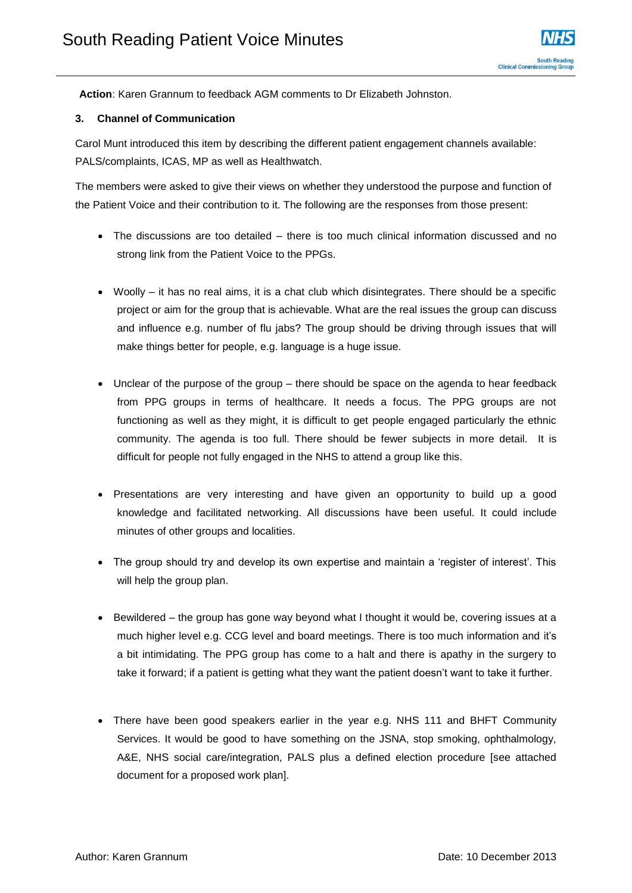**Action**: Karen Grannum to feedback AGM comments to Dr Elizabeth Johnston.

### 3. Channel of Communication

Carol Munt introduced this item by describing the different patient engagement channels available: PALS/complaints, ICAS, MP as well as Healthwatch.

The members were asked to give their views on whether they understood the purpose and function of the Patient Voice and their contribution to it. The following are the responses from those present:

- The discussions are too detailed – there is too much clinical information discussed and no strong link from the Patient Voice to the PPGs.
- Woolly – it has no real aims, it is a chat club which disintegrates. There should be a specific project or aim for the group that is achievable. What are the real issues the group can discuss and influence e.g. number of flu jabs? The group should be driving through issues that will make things better for people, e.g. language is a huge issue.
- Unclear of the purpose of the group – there should be space on the agenda to hear feedback from PPG groups in terms of healthcare. It needs a focus. The PPG groups are not functioning as well as they might, it is difficult to get people engaged particularly the ethnic community. The agenda is too full. There should be fewer subjects in more detail. It is difficult for people not fully engaged in the NHS to attend a group like this.
- Presentations are very interesting and have given an opportunity to build up a good knowledge and facilitated networking. All discussions have been useful. It could include minutes of other groups and localities.
- The group should try and develop its own expertise and maintain a 'register of interest'. This will help the group plan.
- Bewildered – the group has gone way beyond what I thought it would be, covering issues at a much higher level e.g. CCG level and board meetings. There is too much information and it's a bit intimidating. The PPG group has come to a halt and there is apathy in the surgery to take it forward; if a patient is getting what they want the patient doesn't want to take it further.
- There have been good speakers earlier in the year e.g. NHS 111 and BHFT Community Services. It would be good to have something on the JSNA, stop smoking, ophthalmology, A&E, NHS social care/integration, PALS plus a defined election procedure [see attached document for a proposed work plan].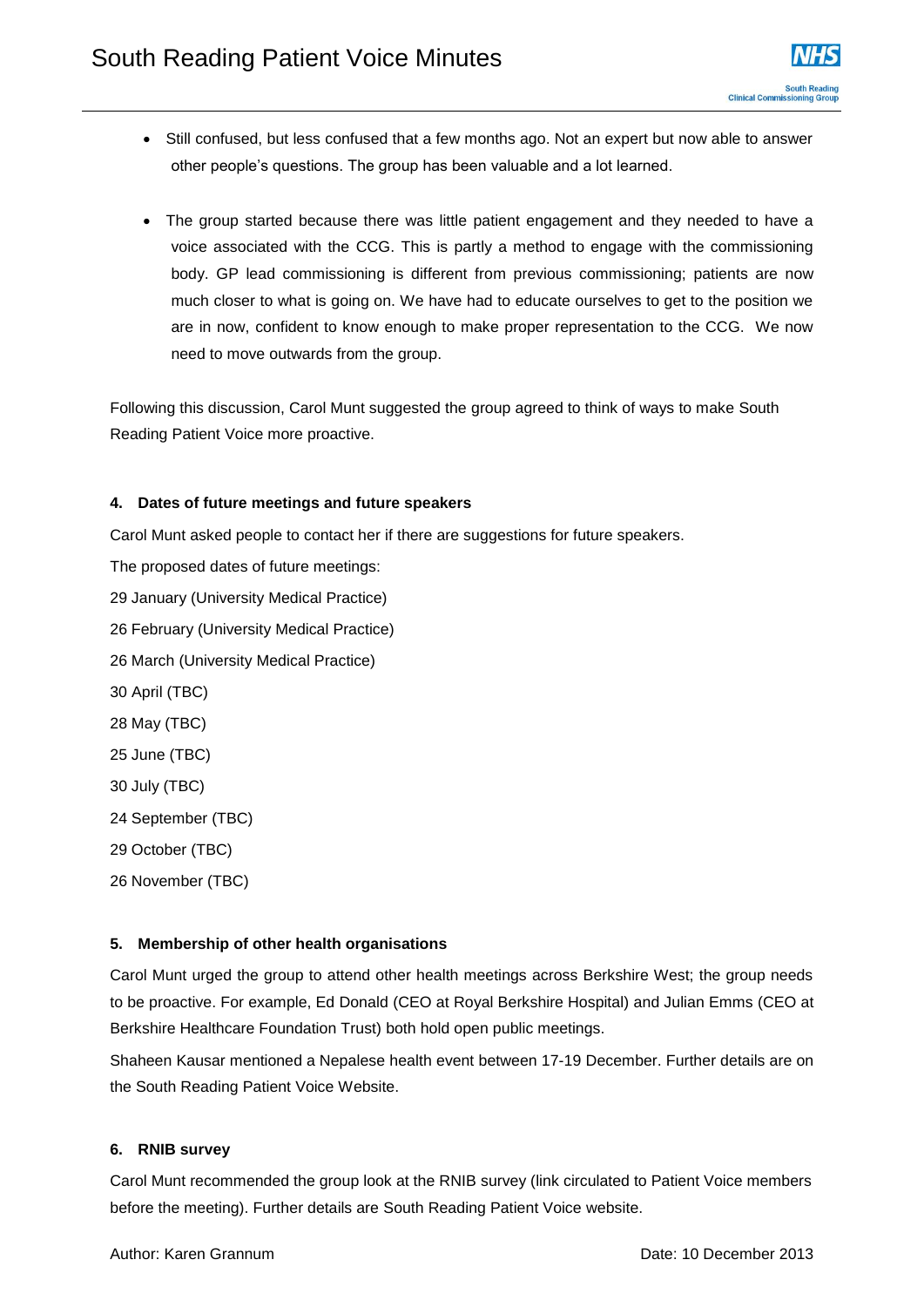- Still confused, but less confused that a few months ago. Not an expert but now able to answer other people's questions. The group has been valuable and a lot learned.

- The group started because there was little patient engagement and they needed to have a voice associated with the CCG. This is partly a method to engage with the commissioning body. GP lead commissioning is different from previous commissioning; patients are now much closer to what is going on. We have had to educate ourselves to get to the position we are in now, confident to know enough to make proper representation to the CCG. We now need to move outwards from the group.

Following this discussion, Carol Munt suggested the group agreed to think of ways to make South Reading Patient Voice more proactive.

**4. Dates of future meetings and future speakers**

Carol Munt asked people to contact her if there are suggestions for future speakers.

The proposed dates of future meetings:

29 January (University Medical Practice)

26 February (University Medical Practice)

26 March (University Medical Practice)

30 April (TBC)

28 May (TBC)

25 June (TBC)

30 July (TBC)

24 September (TBC)

29 October (TBC)

26 November (TBC)

**5. Membership of other health organisations**

Carol Munt urged the group to attend other health meetings across Berkshire West; the group needs to be proactive. For example, Ed Donald (CEO at Royal Berkshire Hospital) and Julian Emms (CEO at Berkshire Healthcare Foundation Trust) both hold open public meetings.

Shaheen Kausar mentioned a Nepalese health event between 17-19 December. Further details are on the South Reading Patient Voice Website.

**6. RNIB survey**

Carol Munt recommended the group look at the RNIB survey (link circulated to Patient Voice members before the meeting). Further details are South Reading Patient Voice website.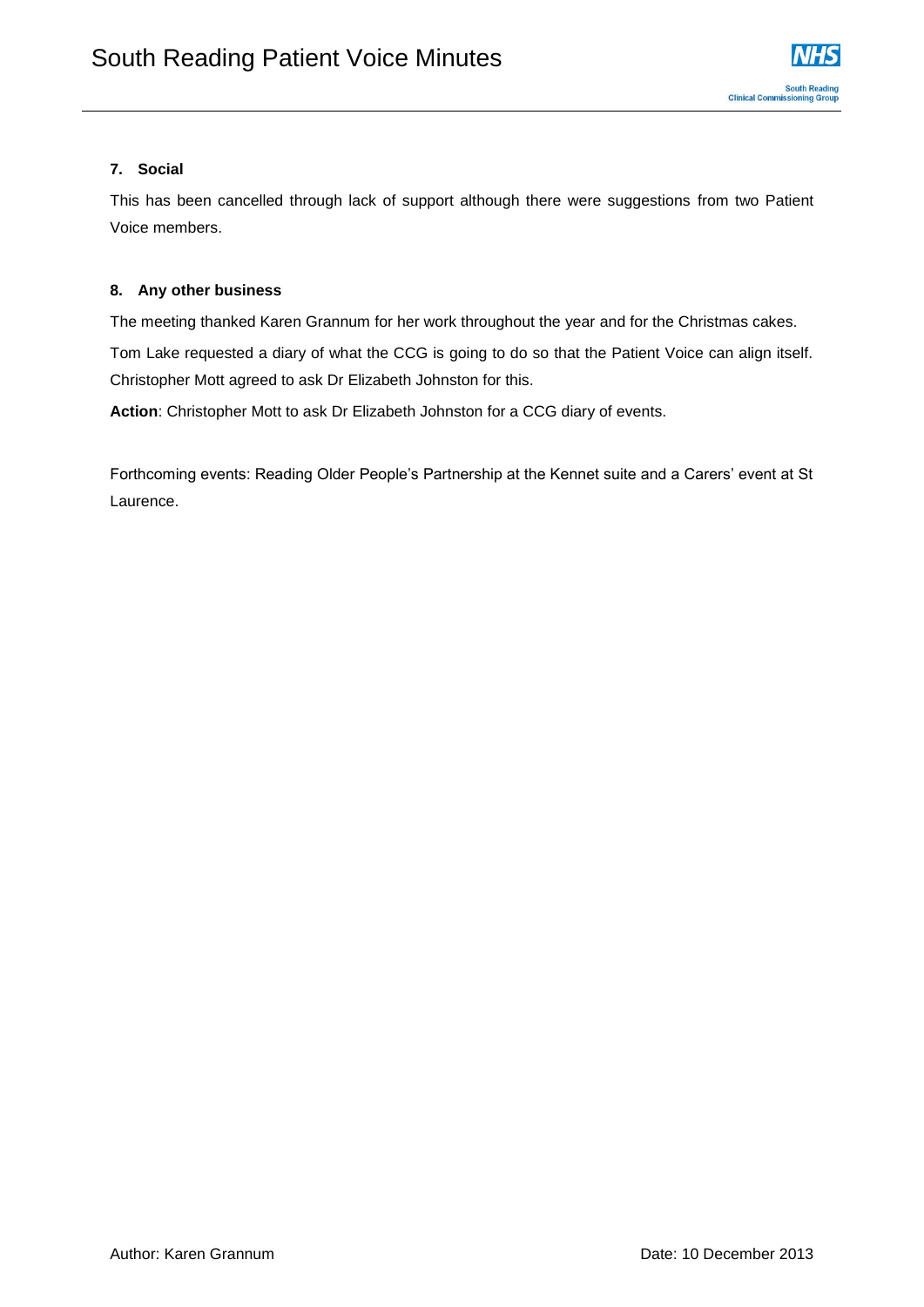### 7. Social

This has been cancelled through lack of support although there were suggestions from two Patient Voice members.

### 8. Any other business

The meeting thanked Karen Grannum for her work throughout the year and for the Christmas cakes.

Tom Lake requested a diary of what the CCG is going to do so that the Patient Voice can align itself. Christopher Mott agreed to ask Dr Elizabeth Johnston for this.

**Action**: Christopher Mott to ask Dr Elizabeth Johnston for a CCG diary of events.

Forthcoming events: Reading Older People's Partnership at the Kennet suite and a Carers' event at St Laurence.